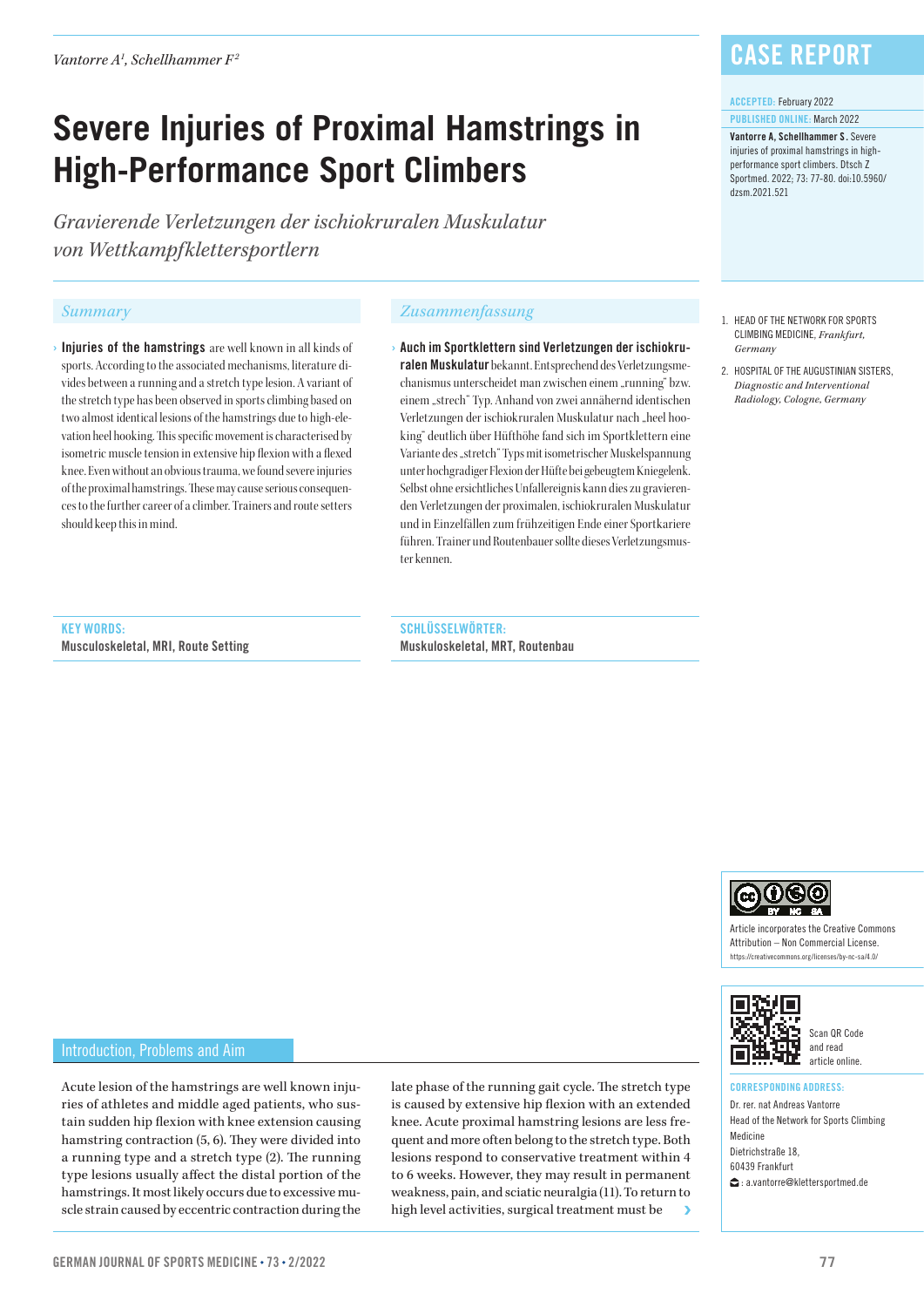Vantorre A[1], Schellhammer F[2]

CASE REPORT

ACCEPTED: February 2022

PUBLISHED ONLINE: March 2022

**Vantorre A, Schellhammer S.** Severe injuries of proximal hamstrings in high-performance sport climbers. Dtsch Z Sportmed. 2022; 73: 77-80. doi:10.5960/dzsm.2021.521

# Severe Injuries of Proximal Hamstrings in High-Performance Sport Climbers

*Gravierende Verletzungen der ischiokruralen Muskulatur von Wettkampfkletterportlern*

## Summary

› **Injuries of the hamstrings** are well known in all kinds of sports. According to the associated mechanisms, literature divides between a running and a stretch type lesion. A variant of the stretch type has been observed in sports climbing based on two almost identical lesions of the hamstrings due to high-elevation heel hooking. This specific movement is characterised by isometric muscle tension in extensive hip flexion with a flexed knee. Even without an obvious trauma, we found severe injuries of the proximal hamstrings. These may cause serious consequences to the further career of a climber. Trainers and route setters should keep this in mind.

## Zusammenfassung

› **Auch im Sportklettern sind Verletzungen der ischiokruralen Muskulatur** bekannt. Entsprechend des Verletzungsmechanismus unterscheidet man zwischen einem „running" bzw. einem „strech" Typ. Anhand von zwei annähernd identischen Verletzungen der ischiokruralen Muskulatur nach „heel hooking" deutlich über Hüfthöhe fand sich im Sportklettern eine Variante des „stretch" Typs mit isometrischer Muskelspannung unter hochgradiger Flexion der Hüfte bei gebeugtem Kniegelenk. Selbst ohne ersichtliches Unfallereignis kann dies zu gravierenden Verletzungen der proximalen, ischiokruralen Muskulatur und in Einzelfällen zum frühzeitigen Ende einer Sportkariere führen. Trainer und Routenbauer sollte dieses Verletzungsmuster kennen.

**KEY WORDS:**
Musculoskeletal, MRI, Route Setting

**SCHLÜSSELWÖRTER:**
Muskuloskeletal, MRT, Routenbau

1. HEAD OF THE NETWORK FOR SPORTS CLIMBING MEDICINE, *Frankfurt, Germany*
2. HOSPITAL OF THE AUGUSTINIAN SISTERS, *Diagnostic and Interventional Radiology, Cologne, Germany*

Article incorporates the Creative Commons Attribution – Non Commercial License.
https://creativecommons.org/licenses/by-nc-sa/4.0/

Scan QR Code and read article online.

**CORRESPONDING ADDRESS:**

Dr. rer. nat Andreas Vantorre
Head of the Network for Sports Climbing Medicine
Dietrichstraße 18,
60439 Frankfurt
: a.vantorre@klettersportmed.de

## Introduction, Problems and Aim

Acute lesion of the hamstrings are well known injuries of athletes and middle aged patients, who sustain sudden hip flexion with knee extension causing hamstring contraction (5, 6). They were divided into a running type and a stretch type (2). The running type lesions usually affect the distal portion of the hamstrings. It most likely occurs due to excessive muscle strain caused by eccentric contraction during the late phase of the running gait cycle. The stretch type is caused by extensive hip flexion with an extended knee. Acute proximal hamstring lesions are less frequent and more often belong to the stretch type. Both lesions respond to conservative treatment within 4 to 6 weeks. However, they may result in permanent weakness, pain, and sciatic neuralgia (11). To return to high level activities, surgical treatment must be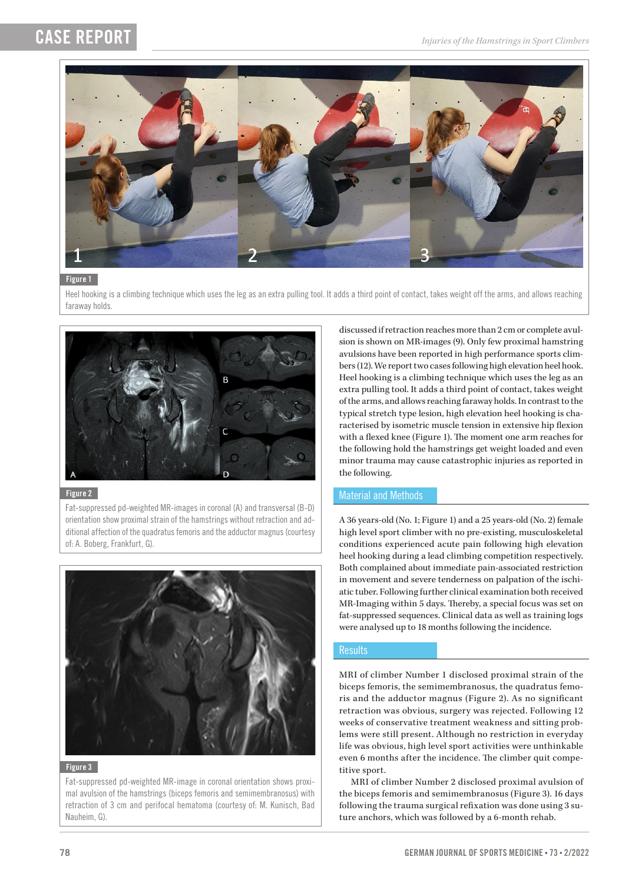Figure 1

Heel hooking is a climbing technique which uses the leg as an extra pulling tool. It adds a third point of contact, takes weight off the arms, and allows reaching faraway holds.

Figure 2

Fat-suppressed pd-weighted MR-images in coronal (A) and transversal (B-D) orientation show proximal strain of the hamstrings without retraction and additional affection of the quadratus femoris and the adductor magnus (courtesy of: A. Boberg, Frankfurt, G).

Figure 3

Fat-suppressed pd-weighted MR-image in coronal orientation shows proximal avulsion of the hamstrings (biceps femoris and semimembranosus) with retraction of 3 cm and perifocal hematoma (courtesy of: M. Kunisch, Bad Nauheim, G).

discussed if retraction reaches more than 2 cm or complete avulsion is shown on MR-images (9). Only few proximal hamstring avulsions have been reported in high performance sports climbers (12). We report two cases following high elevation heel hook. Heel hooking is a climbing technique which uses the leg as an extra pulling tool. It adds a third point of contact, takes weight of the arms, and allows reaching faraway holds. In contrast to the typical stretch type lesion, high elevation heel hooking is characterised by isometric muscle tension in extensive hip flexion with a flexed knee (Figure 1). The moment one arm reaches for the following hold the hamstrings get weight loaded and even minor trauma may cause catastrophic injuries as reported in the following.

## Material and Methods

A 36 years-old (No. 1; Figure 1) and a 25 years-old (No. 2) female high level sport climber with no pre-existing, musculoskeletal conditions experienced acute pain following high elevation heel hooking during a lead climbing competition respectively. Both complained about immediate pain-associated restriction in movement and severe tenderness on palpation of the ischiatic tuber. Following further clinical examination both received MR-Imaging within 5 days. Thereby, a special focus was set on fat-suppressed sequences. Clinical data as well as training logs were analysed up to 18 months following the incidence.

## Results

MRI of climber Number 1 disclosed proximal strain of the biceps femoris, the semimembranosus, the quadratus femoris and the adductor magnus (Figure 2). As no significant retraction was obvious, surgery was rejected. Following 12 weeks of conservative treatment weakness and sitting problems were still present. Although no restriction in everyday life was obvious, high level sport activities were unthinkable even 6 months after the incidence. The climber quit competitive sport.

MRI of climber Number 2 disclosed proximal avulsion of the biceps femoris and semimembranosus (Figure 3). 16 days following the trauma surgical refixation was done using 3 suture anchors, which was followed by a 6-month rehab.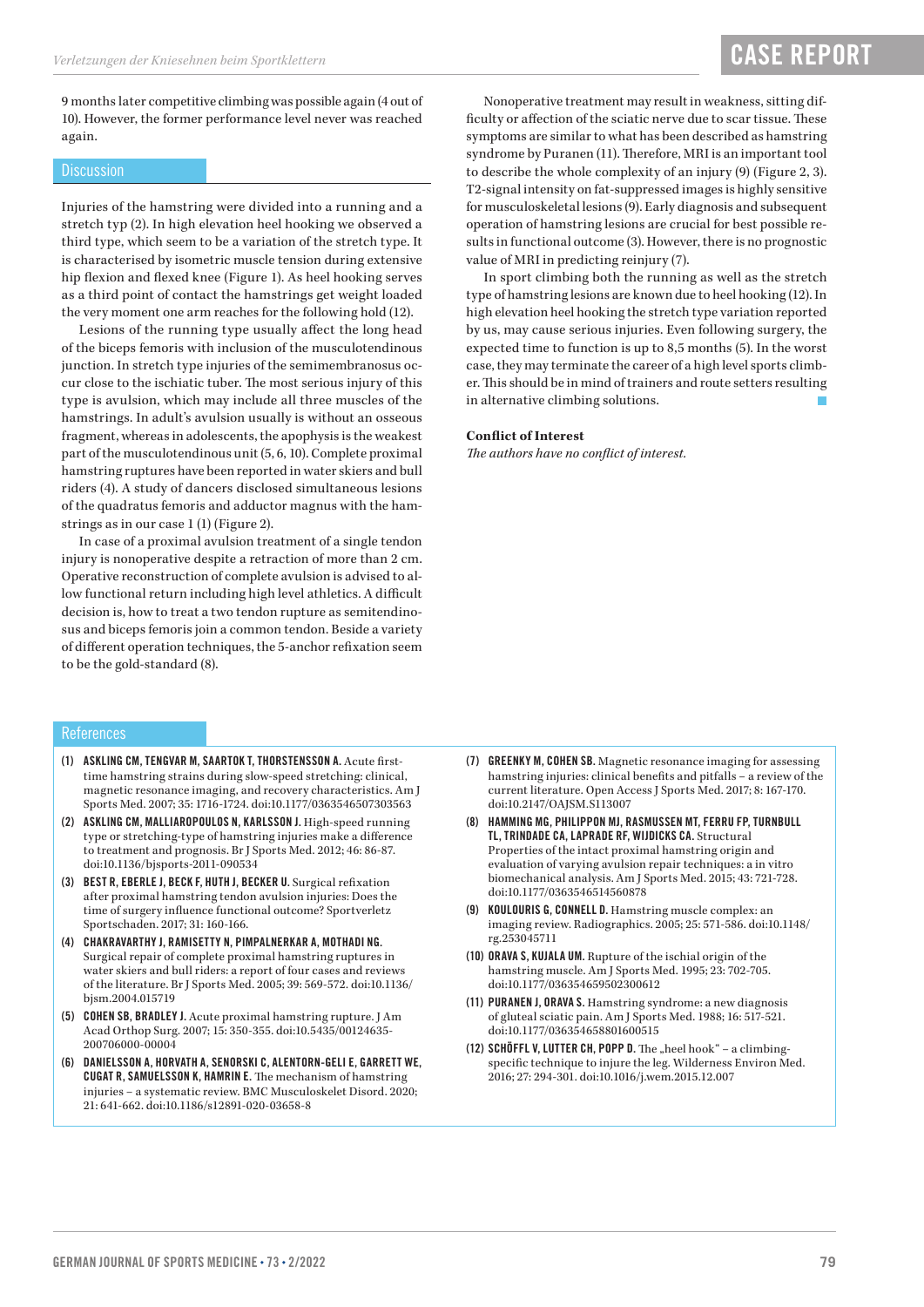9 months later competitive climbing was possible again (4 out of 10). However, the former performance level never was reached again.

## Discussion

Injuries of the hamstring were divided into a running and a stretch typ (2). In high elevation heel hooking we observed a third type, which seem to be a variation of the stretch type. It is characterised by isometric muscle tension during extensive hip flexion and flexed knee (Figure 1). As heel hooking serves as a third point of contact the hamstrings get weight loaded the very moment one arm reaches for the following hold (12).

Lesions of the running type usually affect the long head of the biceps femoris with inclusion of the musculotendinous junction. In stretch type injuries of the semimembranosus occur close to the ischiatic tuber. The most serious injury of this type is avulsion, which may include all three muscles of the hamstrings. In adult's avulsion usually is without an osseous fragment, whereas in adolescents, the apophysis is the weakest part of the musculotendinous unit (5, 6, 10). Complete proximal hamstring ruptures have been reported in water skiers and bull riders (4). A study of dancers disclosed simultaneous lesions of the quadratus femoris and adductor magnus with the hamstrings as in our case 1 (1) (Figure 2).

In case of a proximal avulsion treatment of a single tendon injury is nonoperative despite a retraction of more than 2 cm. Operative reconstruction of complete avulsion is advised to allow functional return including high level athletics. A difficult decision is, how to treat a two tendon rupture as semitendinosus and biceps femoris join a common tendon. Beside a variety of different operation techniques, the 5-anchor refixation seem to be the gold-standard (8).

Nonoperative treatment may result in weakness, sitting difficulty or affection of the sciatic nerve due to scar tissue. These symptoms are similar to what has been described as hamstring syndrome by Puranen (11). Therefore, MRI is an important tool to describe the whole complexity of an injury (9) (Figure 2, 3). T2-signal intensity on fat-suppressed images is highly sensitive for musculoskeletal lesions (9). Early diagnosis and subsequent operation of hamstring lesions are crucial for best possible results in functional outcome (3). However, there is no prognostic value of MRI in predicting reinjury (7).

In sport climbing both the running as well as the stretch type of hamstring lesions are known due to heel hooking (12). In high elevation heel hooking the stretch type variation reported by us, may cause serious injuries. Even following surgery, the expected time to function is up to 8,5 months (5). In the worst case, they may terminate the career of a high level sports climber. This should be in mind of trainers and route setters resulting in alternative climbing solutions.

**Conflict of Interest**

*The authors have no conflict of interest.*

## References

(1) **Askling CM, Tengvar M, Saartok T, Thorstensson A.** Acute first-time hamstring strains during slow-speed stretching: clinical, magnetic resonance imaging, and recovery characteristics. Am J Sports Med. 2007; 35: 1716-1724. doi:10.1177/0363546507303563

(2) **Askling CM, Malliaropoulos N, Karlsson J.** High-speed running type or stretching-type of hamstring injuries make a difference to treatment and prognosis. Br J Sports Med. 2012; 46: 86-87. doi:10.1136/bjsports-2011-090534

(3) **Best R, Eberle J, Beck F, Huth J, Becker U.** Surgical refixation after proximal hamstring tendon avulsion injuries: Does the time of surgery influence functional outcome? Sportverletz Sportschaden. 2017; 31: 160-166.

(4) **Chakravarthy J, Ramisetty N, Pimpalnerkar A, Mothadi NG.** Surgical repair of complete proximal hamstring ruptures in water skiers and bull riders: a report of four cases and reviews of the literature. Br J Sports Med. 2005; 39: 569-572. doi:10.1136/bjsm.2004.015719

(5) **Cohen SB, Bradley J.** Acute proximal hamstring rupture. J Am Acad Orthop Surg. 2007; 15: 350-355. doi:10.5435/00124635-200706000-00004

(6) **Danielsson A, Horvath A, Senorski C, Alentorn-Geli E, Garrett WE, Cugat R, Samuelsson K, Hamrin E.** The mechanism of hamstring injuries – a systematic review. BMC Musculoskelet Disord. 2020; 21: 641-662. doi:10.1186/s12891-020-03658-8

(7) **Greenky M, Cohen SB.** Magnetic resonance imaging for assessing hamstring injuries: clinical benefits and pitfalls – a review of the current literature. Open Access J Sports Med. 2017; 8: 167-170. doi:10.2147/OAJSM.S113007

(8) **Hamming MG, Philippon MJ, Rasmussen MT, Ferru FP, Turnbull TL, Trindade CA, LaPrade RF, Wijdicks CA.** Structural Properties of the intact proximal hamstring origin and evaluation of varying avulsion repair techniques: a in vitro biomechanical analysis. Am J Sports Med. 2015; 43: 721-728. doi:10.1177/0363546514560878

(9) **Koulouris G, Connell D.** Hamstring muscle complex: an imaging review. Radiographics. 2005; 25: 571-586. doi:10.1148/rg.253045711

(10) **Orava S, Kujala UM.** Rupture of the ischial origin of the hamstring muscle. Am J Sports Med. 1995; 23: 702-705. doi:10.1177/036354659502300612

(11) **Puranen J, Orava S.** Hamstring syndrome: a new diagnosis of gluteal sciatic pain. Am J Sports Med. 1988; 16: 517-521. doi:10.1177/036354658801600515

(12) **Schöffl V, Lutter CH, Popp D.** The „heel hook" – a climbing-specific technique to injure the leg. Wilderness Environ Med. 2016; 27: 294-301. doi:10.1016/j.wem.2015.12.007